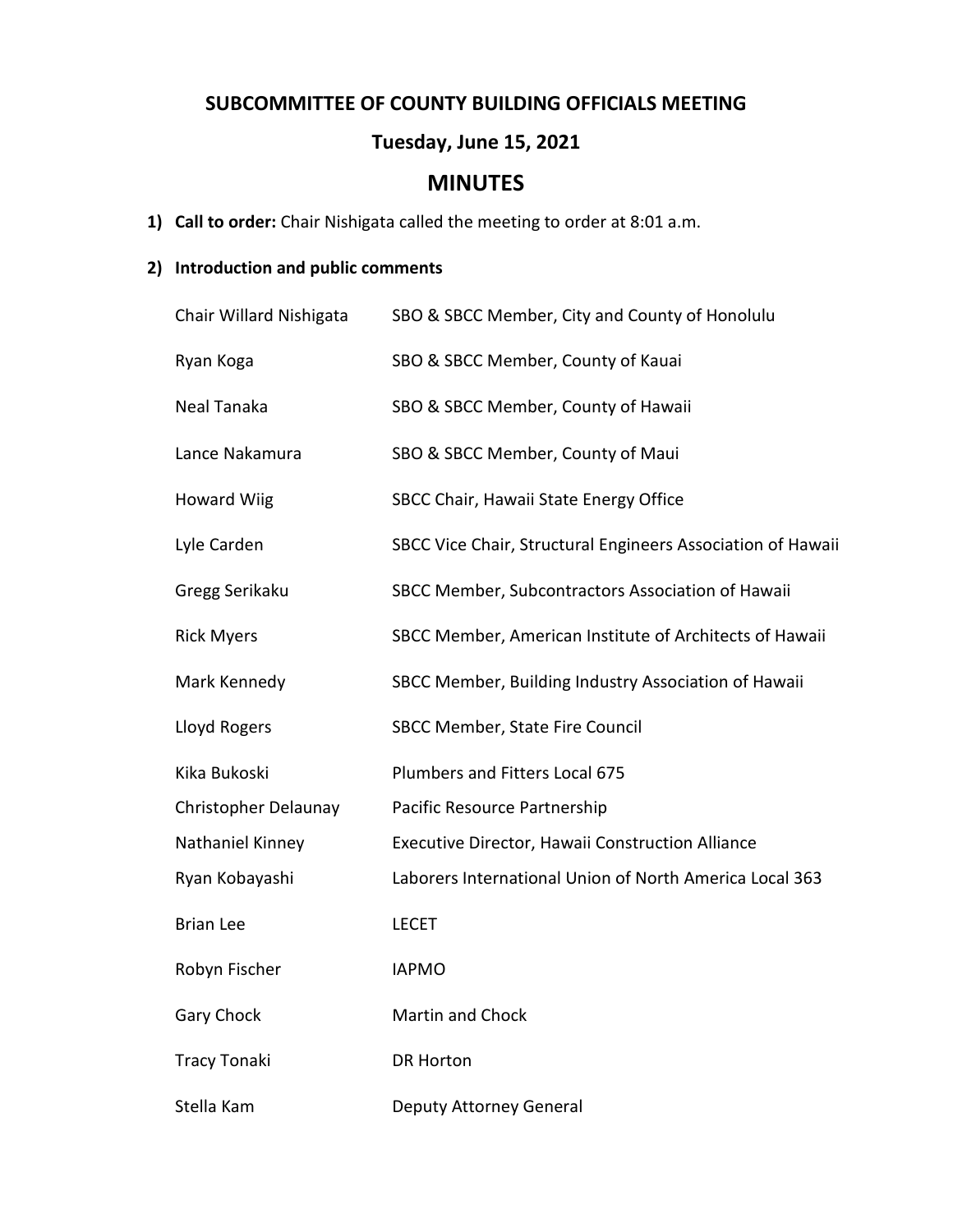# SUBCOMMITTEE OF COUNTY BUILDING OFFICIALS MEETING

## Tuesday, June 15, 2021

## MINUTES

1) **Call to order:** Chair Nishigata called the meeting to order at 8:01 a.m.

2) **Introduction and public comments**

| | |
|---|---|
| Chair Willard Nishigata | SBO & SBCC Member, City and County of Honolulu |
| Ryan Koga | SBO & SBCC Member, County of Kauai |
| Neal Tanaka | SBO & SBCC Member, County of Hawaii |
| Lance Nakamura | SBO & SBCC Member, County of Maui |
| Howard Wiig | SBCC Chair, Hawaii State Energy Office |
| Lyle Carden | SBCC Vice Chair, Structural Engineers Association of Hawaii |
| Gregg Serikaku | SBCC Member, Subcontractors Association of Hawaii |
| Rick Myers | SBCC Member, American Institute of Architects of Hawaii |
| Mark Kennedy | SBCC Member, Building Industry Association of Hawaii |
| Lloyd Rogers | SBCC Member, State Fire Council |
| Kika Bukoski | Plumbers and Fitters Local 675 |
| Christopher Delaunay | Pacific Resource Partnership |
| Nathaniel Kinney | Executive Director, Hawaii Construction Alliance |
| Ryan Kobayashi | Laborers International Union of North America Local 363 |
| Brian Lee | LECET |
| Robyn Fischer | IAPMO |
| Gary Chock | Martin and Chock |
| Tracy Tonaki | DR Horton |
| Stella Kam | Deputy Attorney General |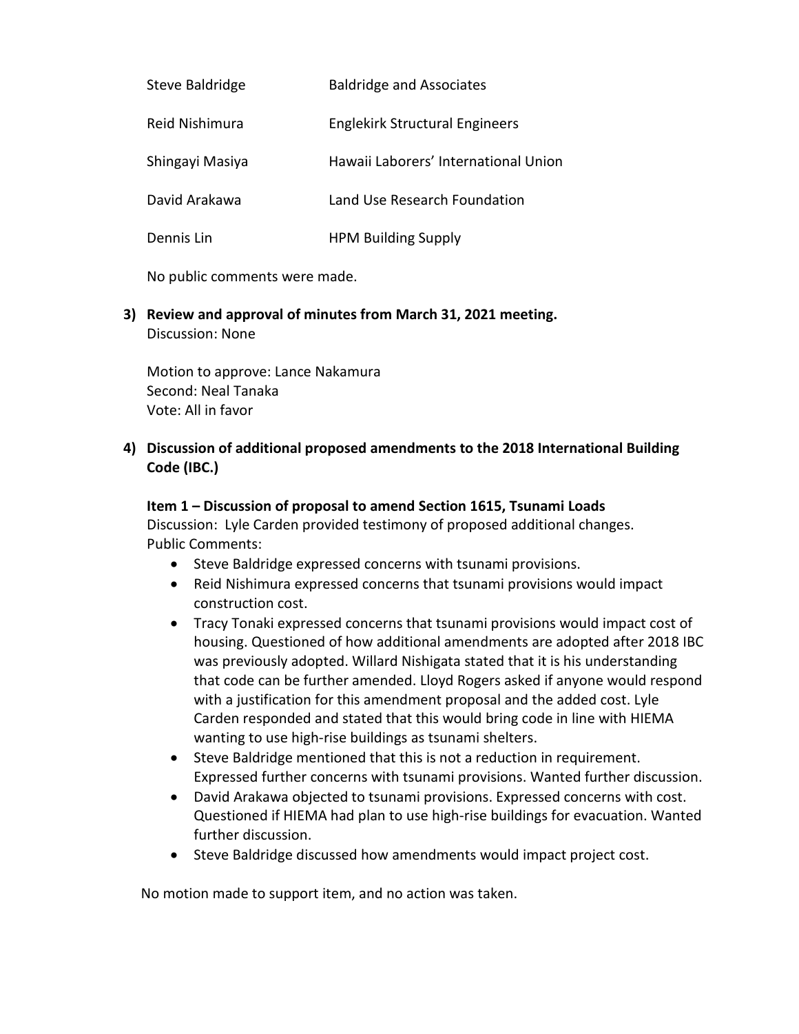| | |
|---|---|
| Steve Baldridge | Baldridge and Associates |
| Reid Nishimura | Englekirk Structural Engineers |
| Shingayi Masiya | Hawaii Laborers' International Union |
| David Arakawa | Land Use Research Foundation |
| Dennis Lin | HPM Building Supply |

No public comments were made.

**3) Review and approval of minutes from March 31, 2021 meeting.**
Discussion: None

Motion to approve: Lance Nakamura
Second: Neal Tanaka
Vote: All in favor

**4) Discussion of additional proposed amendments to the 2018 International Building Code (IBC.)**

**Item 1 – Discussion of proposal to amend Section 1615, Tsunami Loads**
Discussion: Lyle Carden provided testimony of proposed additional changes.
Public Comments:

- Steve Baldridge expressed concerns with tsunami provisions.
- Reid Nishimura expressed concerns that tsunami provisions would impact construction cost.
- Tracy Tonaki expressed concerns that tsunami provisions would impact cost of housing. Questioned of how additional amendments are adopted after 2018 IBC was previously adopted. Willard Nishigata stated that it is his understanding that code can be further amended. Lloyd Rogers asked if anyone would respond with a justification for this amendment proposal and the added cost. Lyle Carden responded and stated that this would bring code in line with HIEMA wanting to use high-rise buildings as tsunami shelters.
- Steve Baldridge mentioned that this is not a reduction in requirement. Expressed further concerns with tsunami provisions. Wanted further discussion.
- David Arakawa objected to tsunami provisions. Expressed concerns with cost. Questioned if HIEMA had plan to use high-rise buildings for evacuation. Wanted further discussion.
- Steve Baldridge discussed how amendments would impact project cost.

No motion made to support item, and no action was taken.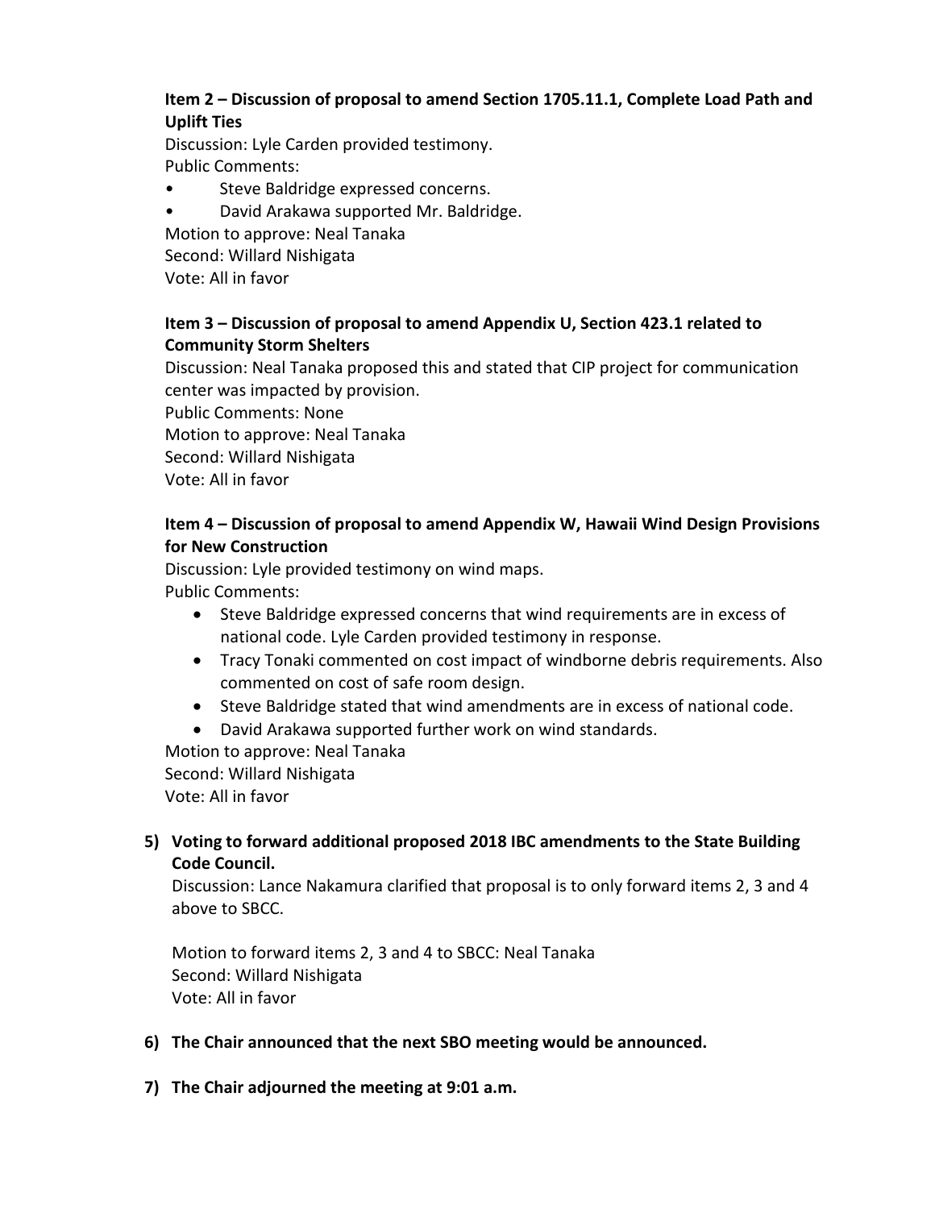**Item 2 – Discussion of proposal to amend Section 1705.11.1, Complete Load Path and Uplift Ties**

Discussion: Lyle Carden provided testimony.
Public Comments:

- Steve Baldridge expressed concerns.
- David Arakawa supported Mr. Baldridge.

Motion to approve: Neal Tanaka
Second: Willard Nishigata
Vote: All in favor

**Item 3 – Discussion of proposal to amend Appendix U, Section 423.1 related to Community Storm Shelters**

Discussion: Neal Tanaka proposed this and stated that CIP project for communication center was impacted by provision.
Public Comments: None
Motion to approve: Neal Tanaka
Second: Willard Nishigata
Vote: All in favor

**Item 4 – Discussion of proposal to amend Appendix W, Hawaii Wind Design Provisions for New Construction**

Discussion: Lyle provided testimony on wind maps.
Public Comments:

- Steve Baldridge expressed concerns that wind requirements are in excess of national code. Lyle Carden provided testimony in response.
- Tracy Tonaki commented on cost impact of windborne debris requirements. Also commented on cost of safe room design.
- Steve Baldridge stated that wind amendments are in excess of national code.
- David Arakawa supported further work on wind standards.

Motion to approve: Neal Tanaka
Second: Willard Nishigata
Vote: All in favor

5) **Voting to forward additional proposed 2018 IBC amendments to the State Building Code Council.**

   Discussion: Lance Nakamura clarified that proposal is to only forward items 2, 3 and 4 above to SBCC.

   Motion to forward items 2, 3 and 4 to SBCC: Neal Tanaka
   Second: Willard Nishigata
   Vote: All in favor

6) **The Chair announced that the next SBO meeting would be announced.**

7) **The Chair adjourned the meeting at 9:01 a.m.**